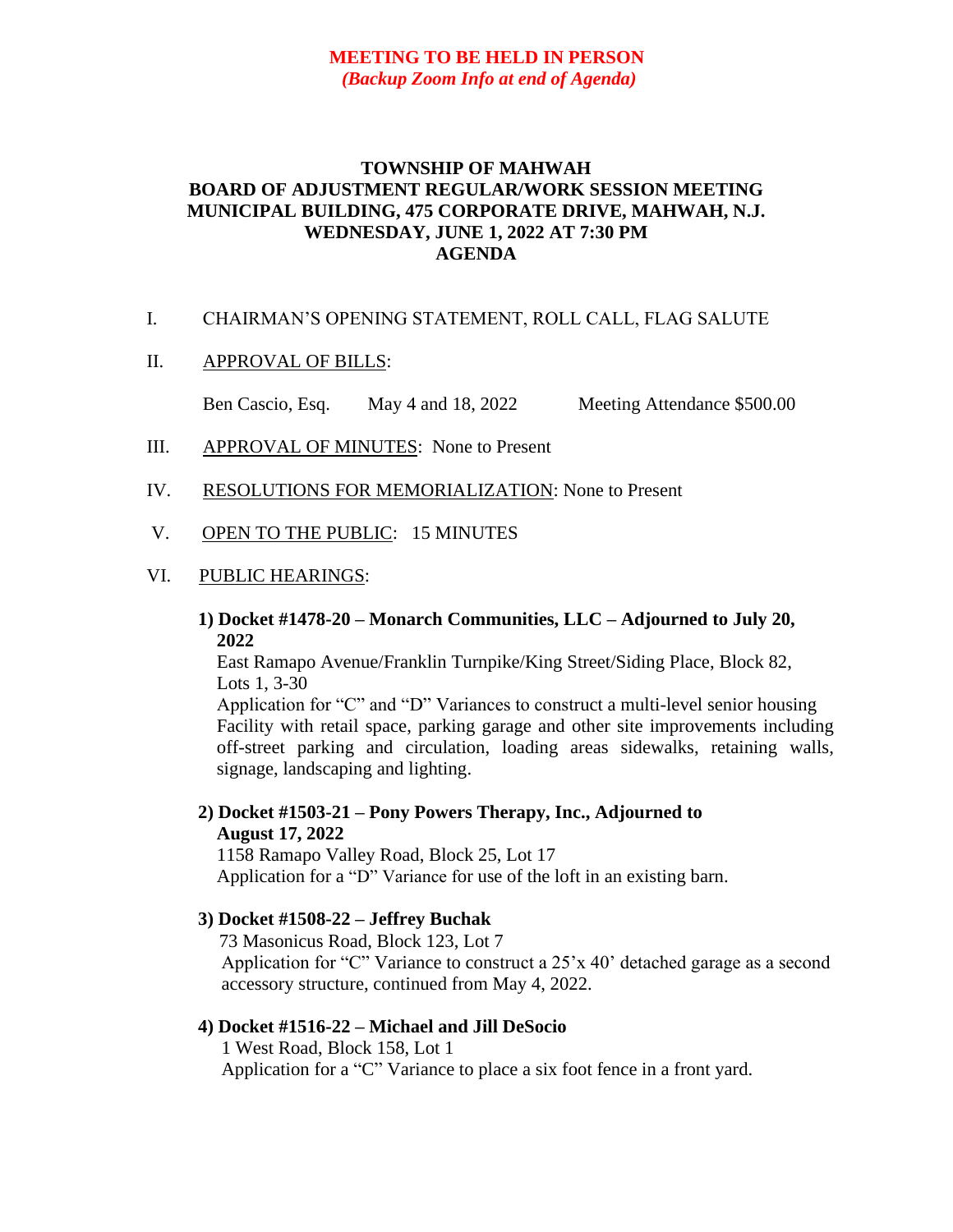**MEETING TO BE HELD IN PERSON**
***(Backup Zoom Info at end of Agenda)***

# TOWNSHIP OF MAHWAH
## BOARD OF ADJUSTMENT REGULAR/WORK SESSION MEETING
## MUNICIPAL BUILDING, 475 CORPORATE DRIVE, MAHWAH, N.J.
## WEDNESDAY, JUNE 1, 2022 AT 7:30 PM
## AGENDA

I. CHAIRMAN'S OPENING STATEMENT, ROLL CALL, FLAG SALUTE

II. APPROVAL OF BILLS:

Ben Cascio, Esq. May 4 and 18, 2022 Meeting Attendance $500.00

III. APPROVAL OF MINUTES: None to Present

IV. RESOLUTIONS FOR MEMORIALIZATION: None to Present

V. OPEN TO THE PUBLIC: 15 MINUTES

VI. PUBLIC HEARINGS:

**1) Docket #1478-20 – Monarch Communities, LLC – Adjourned to July 20, 2022**
East Ramapo Avenue/Franklin Turnpike/King Street/Siding Place, Block 82, Lots 1, 3-30
Application for "C" and "D" Variances to construct a multi-level senior housing Facility with retail space, parking garage and other site improvements including off-street parking and circulation, loading areas sidewalks, retaining walls, signage, landscaping and lighting.

**2) Docket #1503-21 – Pony Powers Therapy, Inc., Adjourned to August 17, 2022**
1158 Ramapo Valley Road, Block 25, Lot 17
Application for a "D" Variance for use of the loft in an existing barn.

**3) Docket #1508-22 – Jeffrey Buchak**
73 Masonicus Road, Block 123, Lot 7
Application for "C" Variance to construct a 25'x 40' detached garage as a second accessory structure, continued from May 4, 2022.

**4) Docket #1516-22 – Michael and Jill DeSocio**
1 West Road, Block 158, Lot 1
Application for a "C" Variance to place a six foot fence in a front yard.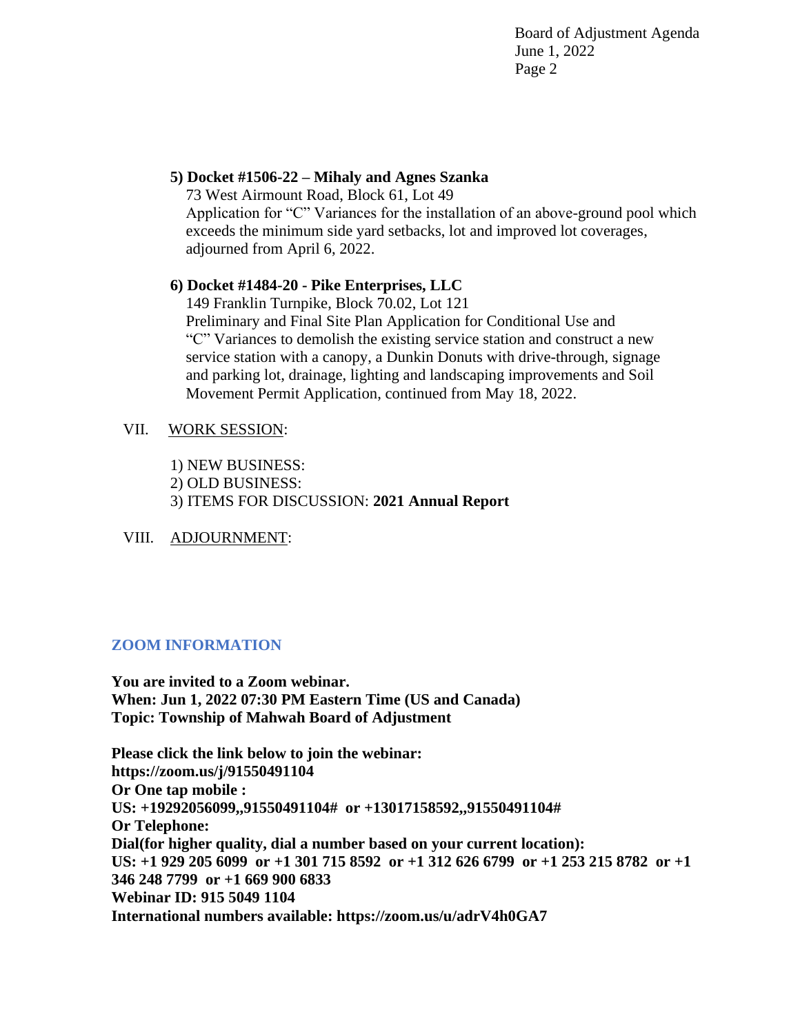**5) Docket #1506-22 – Mihaly and Agnes Szanka**
73 West Airmount Road, Block 61, Lot 49
Application for "C" Variances for the installation of an above-ground pool which exceeds the minimum side yard setbacks, lot and improved lot coverages, adjourned from April 6, 2022.

**6) Docket #1484-20 - Pike Enterprises, LLC**
149 Franklin Turnpike, Block 70.02, Lot 121
Preliminary and Final Site Plan Application for Conditional Use and "C" Variances to demolish the existing service station and construct a new service station with a canopy, a Dunkin Donuts with drive-through, signage and parking lot, drainage, lighting and landscaping improvements and Soil Movement Permit Application, continued from May 18, 2022.

VII. WORK SESSION:

1) NEW BUSINESS:
2) OLD BUSINESS:
3) ITEMS FOR DISCUSSION: **2021 Annual Report**

VIII. ADJOURNMENT:

## ZOOM INFORMATION

**You are invited to a Zoom webinar.**
**When: Jun 1, 2022 07:30 PM Eastern Time (US and Canada)**
**Topic: Township of Mahwah Board of Adjustment**

**Please click the link below to join the webinar:**
**https://zoom.us/j/91550491104**
**Or One tap mobile :**
**US: +19292056099,,91550491104# or +13017158592,,91550491104#**
**Or Telephone:**
**Dial(for higher quality, dial a number based on your current location):**
**US: +1 929 205 6099 or +1 301 715 8592 or +1 312 626 6799 or +1 253 215 8782 or +1 346 248 7799 or +1 669 900 6833**
**Webinar ID: 915 5049 1104**
**International numbers available: https://zoom.us/u/adrV4h0GA7**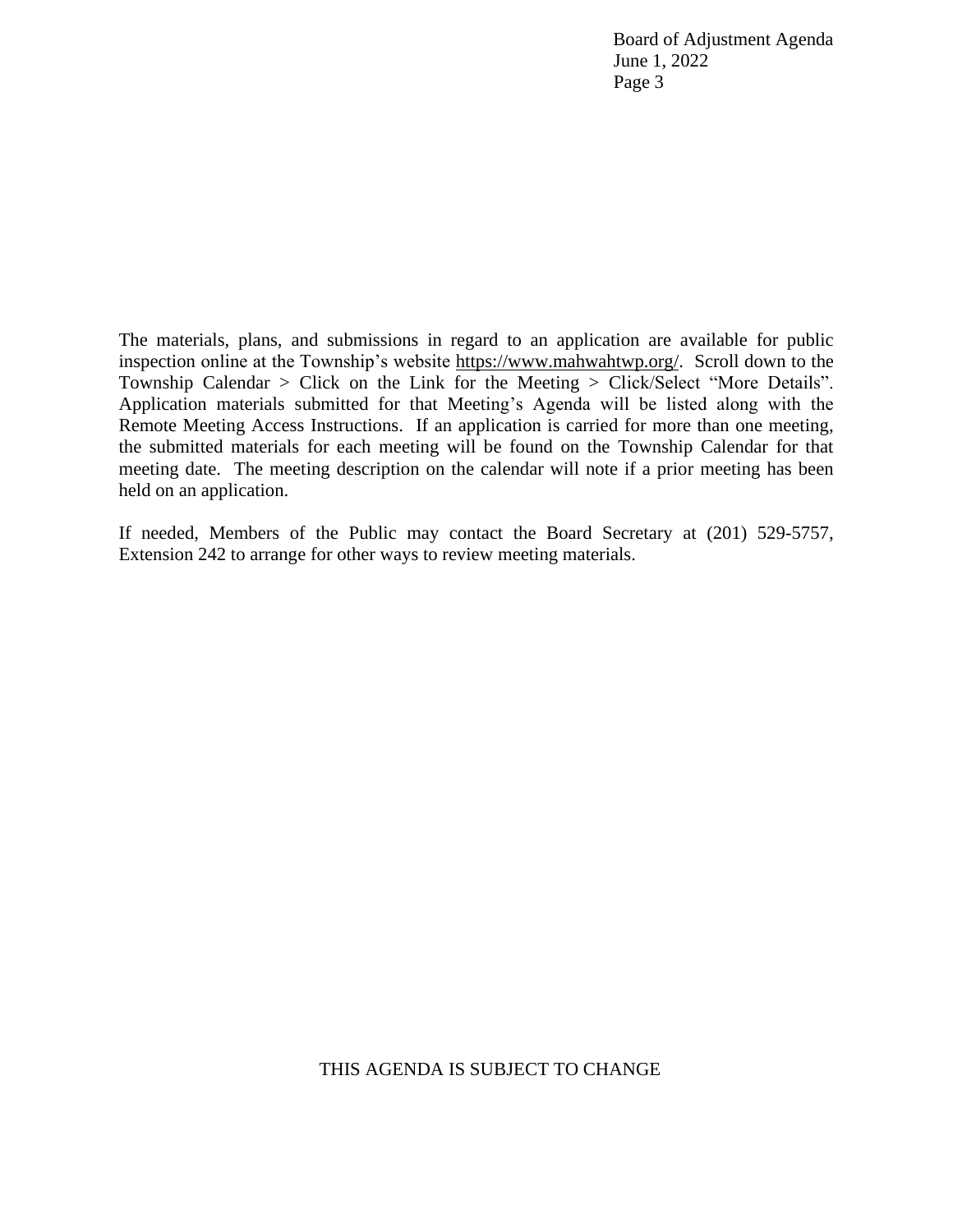The materials, plans, and submissions in regard to an application are available for public inspection online at the Township's website https://www.mahwahtwp.org/. Scroll down to the Township Calendar > Click on the Link for the Meeting > Click/Select "More Details". Application materials submitted for that Meeting's Agenda will be listed along with the Remote Meeting Access Instructions. If an application is carried for more than one meeting, the submitted materials for each meeting will be found on the Township Calendar for that meeting date. The meeting description on the calendar will note if a prior meeting has been held on an application.

If needed, Members of the Public may contact the Board Secretary at (201) 529-5757, Extension 242 to arrange for other ways to review meeting materials.

THIS AGENDA IS SUBJECT TO CHANGE